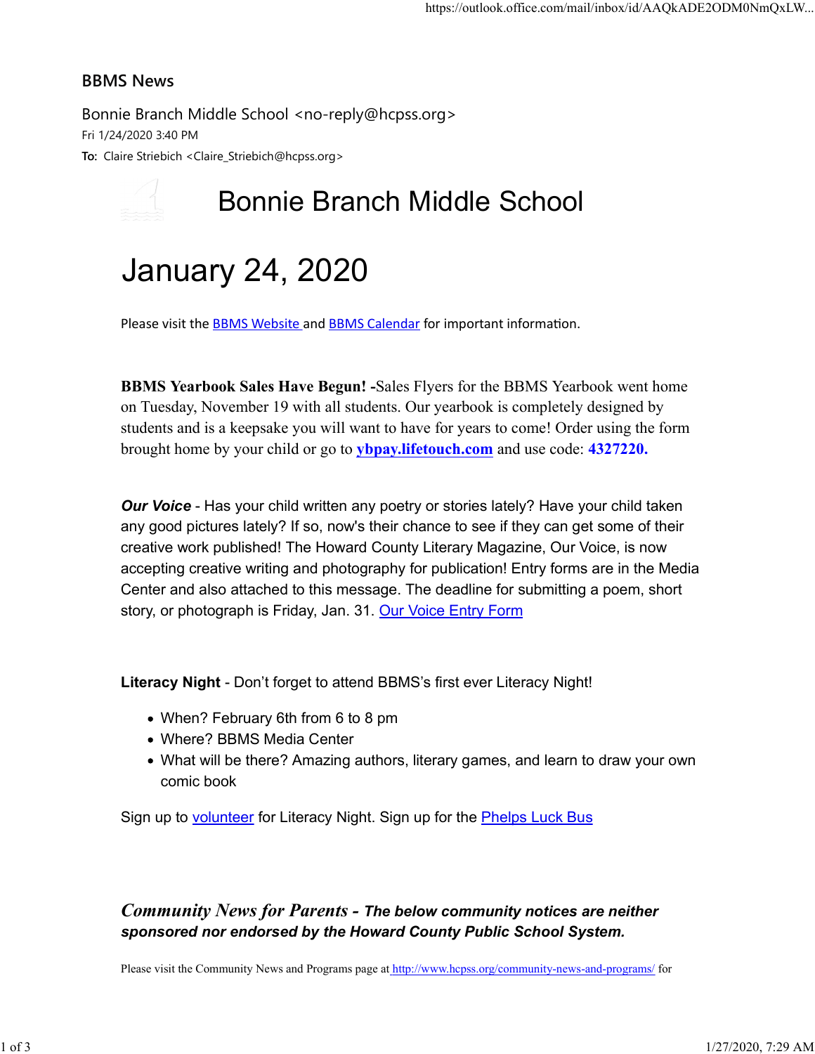## BBMS News

Bonnie Branch Middle School <no-reply@hcpss.org>
Fri 1/24/2020 3:40 PM
**To:** Claire Striebich <Claire_Striebich@hcpss.org>

# Bonnie Branch Middle School

# January 24, 2020

Please visit the BBMS Website and BBMS Calendar for important information.

**BBMS Yearbook Sales Have Begun! -**Sales Flyers for the BBMS Yearbook went home on Tuesday, November 19 with all students. Our yearbook is completely designed by students and is a keepsake you will want to have for years to come! Order using the form brought home by your child or go to **ybpay.lifetouch.com** and use code: **4327220.**

***Our Voice*** - Has your child written any poetry or stories lately? Have your child taken any good pictures lately? If so, now's their chance to see if they can get some of their creative work published! The Howard County Literary Magazine, Our Voice, is now accepting creative writing and photography for publication! Entry forms are in the Media Center and also attached to this message. The deadline for submitting a poem, short story, or photograph is Friday, Jan. 31. Our Voice Entry Form

**Literacy Night** - Don't forget to attend BBMS's first ever Literacy Night!

- When? February 6th from 6 to 8 pm
- Where? BBMS Media Center
- What will be there? Amazing authors, literary games, and learn to draw your own comic book

Sign up to volunteer for Literacy Night. Sign up for the Phelps Luck Bus

***Community News for Parents - The below community notices are neither sponsored nor endorsed by the Howard County Public School System.***

Please visit the Community News and Programs page at http://www.hcpss.org/community-news-and-programs/ for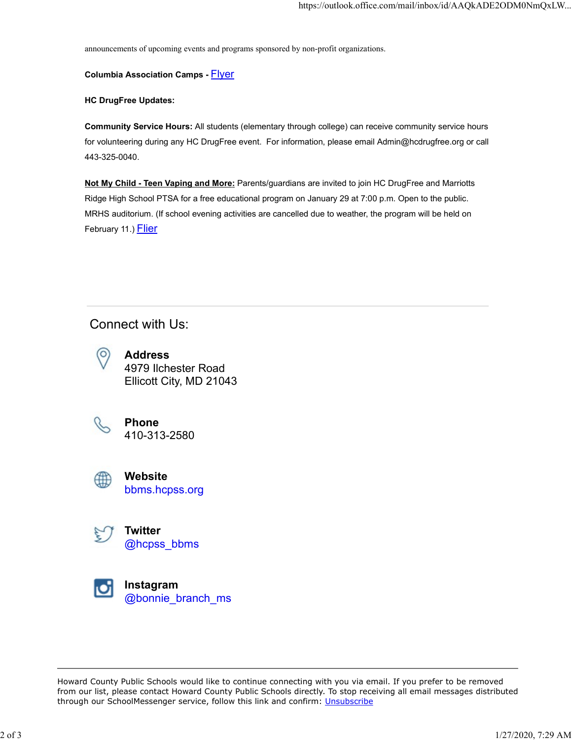announcements of upcoming events and programs sponsored by non-profit organizations.

**Columbia Association Camps -** Flyer

**HC DrugFree Updates:**

**Community Service Hours:** All students (elementary through college) can receive community service hours for volunteering during any HC DrugFree event. For information, please email Admin@hcdrugfree.org or call 443-325-0040.

**Not My Child - Teen Vaping and More:** Parents/guardians are invited to join HC DrugFree and Marriotts Ridge High School PTSA for a free educational program on January 29 at 7:00 p.m. Open to the public. MRHS auditorium. (If school evening activities are cancelled due to weather, the program will be held on February 11.) Flier

---

## Connect with Us:

**Address**
4979 Ilchester Road
Ellicott City, MD 21043

**Phone**
410-313-2580

**Website**
bbms.hcpss.org

**Twitter**
@hcpss_bbms

**Instagram**
@bonnie_branch_ms

---

Howard County Public Schools would like to continue connecting with you via email. If you prefer to be removed from our list, please contact Howard County Public Schools directly. To stop receiving all email messages distributed through our SchoolMessenger service, follow this link and confirm: Unsubscribe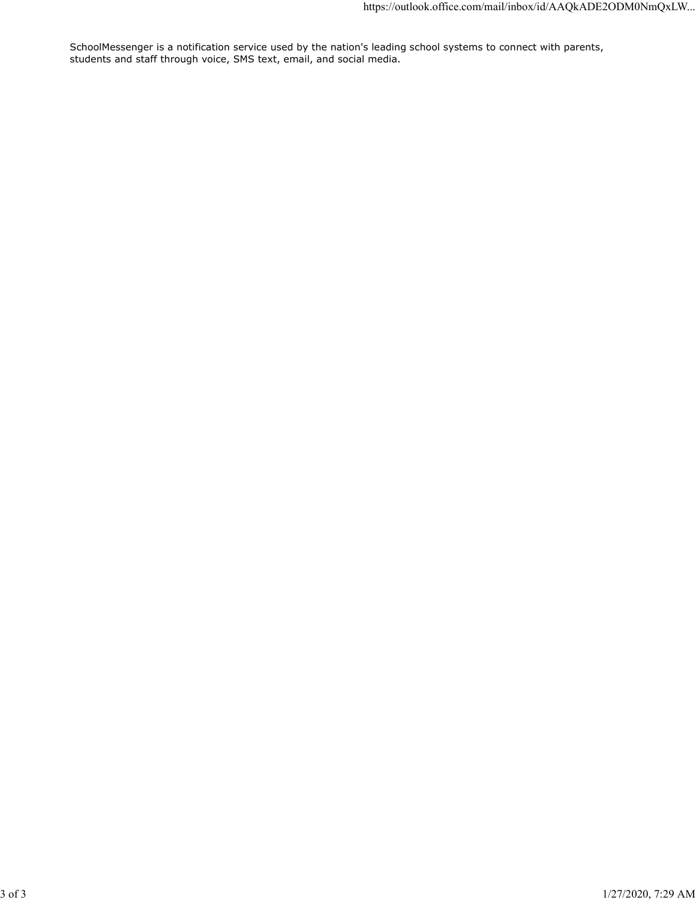SchoolMessenger is a notification service used by the nation's leading school systems to connect with parents, students and staff through voice, SMS text, email, and social media.